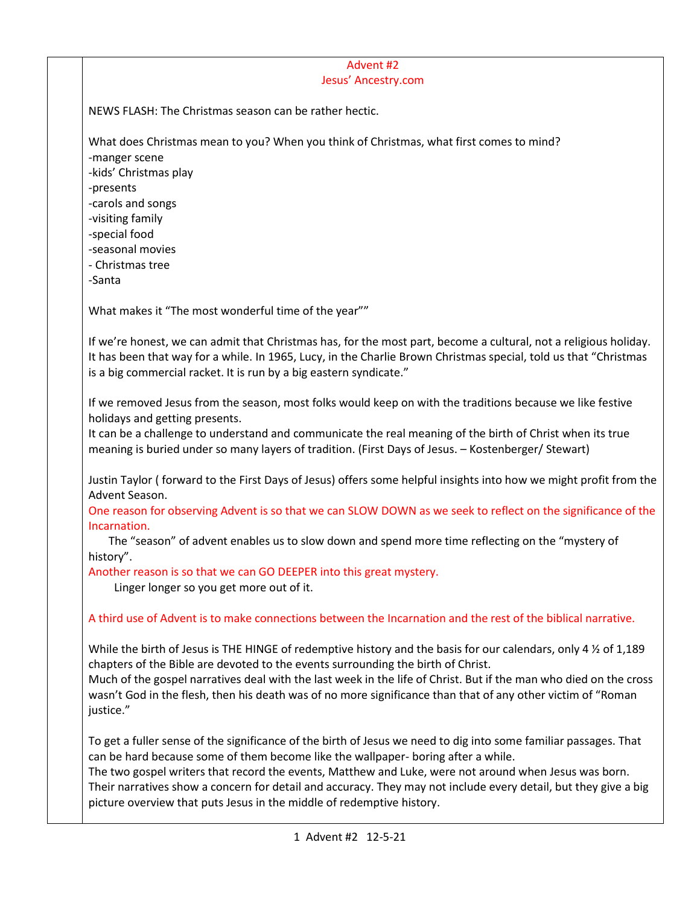# Advent #2
## Jesus' Ancestry.com

NEWS FLASH: The Christmas season can be rather hectic.

What does Christmas mean to you? When you think of Christmas, what first comes to mind?
-manger scene
-kids' Christmas play
-presents
-carols and songs
-visiting family
-special food
-seasonal movies
- Christmas tree
-Santa

What makes it "The most wonderful time of the year""

If we're honest, we can admit that Christmas has, for the most part, become a cultural, not a religious holiday. It has been that way for a while. In 1965, Lucy, in the Charlie Brown Christmas special, told us that "Christmas is a big commercial racket. It is run by a big eastern syndicate."

If we removed Jesus from the season, most folks would keep on with the traditions because we like festive holidays and getting presents.
It can be a challenge to understand and communicate the real meaning of the birth of Christ when its true meaning is buried under so many layers of tradition. (First Days of Jesus. – Kostenberger/ Stewart)

Justin Taylor ( forward to the First Days of Jesus) offers some helpful insights into how we might profit from the Advent Season.
One reason for observing Advent is so that we can SLOW DOWN as we seek to reflect on the significance of the Incarnation.
The "season" of advent enables us to slow down and spend more time reflecting on the "mystery of history".
Another reason is so that we can GO DEEPER into this great mystery.
Linger longer so you get more out of it.

A third use of Advent is to make connections between the Incarnation and the rest of the biblical narrative.

While the birth of Jesus is THE HINGE of redemptive history and the basis for our calendars, only 4 ½ of 1,189 chapters of the Bible are devoted to the events surrounding the birth of Christ.
Much of the gospel narratives deal with the last week in the life of Christ. But if the man who died on the cross wasn't God in the flesh, then his death was of no more significance than that of any other victim of "Roman justice."

To get a fuller sense of the significance of the birth of Jesus we need to dig into some familiar passages. That can be hard because some of them become like the wallpaper- boring after a while.
The two gospel writers that record the events, Matthew and Luke, were not around when Jesus was born. Their narratives show a concern for detail and accuracy. They may not include every detail, but they give a big picture overview that puts Jesus in the middle of redemptive history.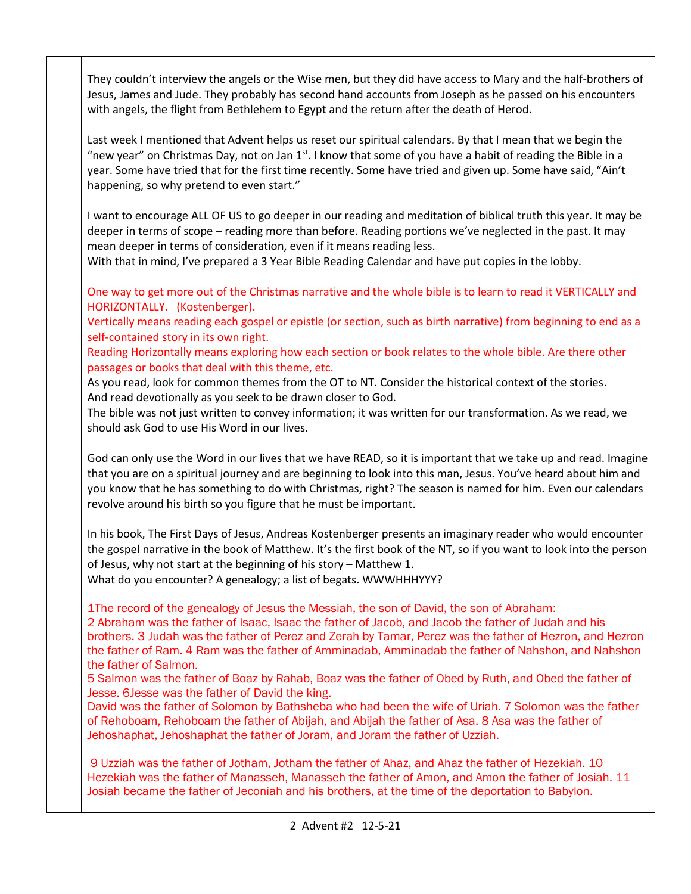They couldn't interview the angels or the Wise men, but they did have access to Mary and the half-brothers of Jesus, James and Jude. They probably has second hand accounts from Joseph as he passed on his encounters with angels, the flight from Bethlehem to Egypt and the return after the death of Herod.

Last week I mentioned that Advent helps us reset our spiritual calendars. By that I mean that we begin the "new year" on Christmas Day, not on Jan 1st. I know that some of you have a habit of reading the Bible in a year. Some have tried that for the first time recently. Some have tried and given up. Some have said, "Ain't happening, so why pretend to even start."

I want to encourage ALL OF US to go deeper in our reading and meditation of biblical truth this year. It may be deeper in terms of scope – reading more than before. Reading portions we've neglected in the past. It may mean deeper in terms of consideration, even if it means reading less.
With that in mind, I've prepared a 3 Year Bible Reading Calendar and have put copies in the lobby.

One way to get more out of the Christmas narrative and the whole bible is to learn to read it VERTICALLY and HORIZONTALLY. (Kostenberger).
Vertically means reading each gospel or epistle (or section, such as birth narrative) from beginning to end as a self-contained story in its own right.
Reading Horizontally means exploring how each section or book relates to the whole bible. Are there other passages or books that deal with this theme, etc.
As you read, look for common themes from the OT to NT. Consider the historical context of the stories.
And read devotionally as you seek to be drawn closer to God.
The bible was not just written to convey information; it was written for our transformation. As we read, we should ask God to use His Word in our lives.

God can only use the Word in our lives that we have READ, so it is important that we take up and read. Imagine that you are on a spiritual journey and are beginning to look into this man, Jesus. You've heard about him and you know that he has something to do with Christmas, right? The season is named for him. Even our calendars revolve around his birth so you figure that he must be important.

In his book, The First Days of Jesus, Andreas Kostenberger presents an imaginary reader who would encounter the gospel narrative in the book of Matthew. It's the first book of the NT, so if you want to look into the person of Jesus, why not start at the beginning of his story – Matthew 1.
What do you encounter? A genealogy; a list of begats. WWWHHHYYY?

1The record of the genealogy of Jesus the Messiah, the son of David, the son of Abraham:
2 Abraham was the father of Isaac, Isaac the father of Jacob, and Jacob the father of Judah and his brothers. 3 Judah was the father of Perez and Zerah by Tamar, Perez was the father of Hezron, and Hezron the father of Ram. 4 Ram was the father of Amminadab, Amminadab the father of Nahshon, and Nahshon the father of Salmon.
5 Salmon was the father of Boaz by Rahab, Boaz was the father of Obed by Ruth, and Obed the father of Jesse. 6Jesse was the father of David the king.
David was the father of Solomon by Bathsheba who had been the wife of Uriah. 7 Solomon was the father of Rehoboam, Rehoboam the father of Abijah, and Abijah the father of Asa. 8 Asa was the father of Jehoshaphat, Jehoshaphat the father of Joram, and Joram the father of Uzziah.

9 Uzziah was the father of Jotham, Jotham the father of Ahaz, and Ahaz the father of Hezekiah. 10 Hezekiah was the father of Manasseh, Manasseh the father of Amon, and Amon the father of Josiah. 11 Josiah became the father of Jeconiah and his brothers, at the time of the deportation to Babylon.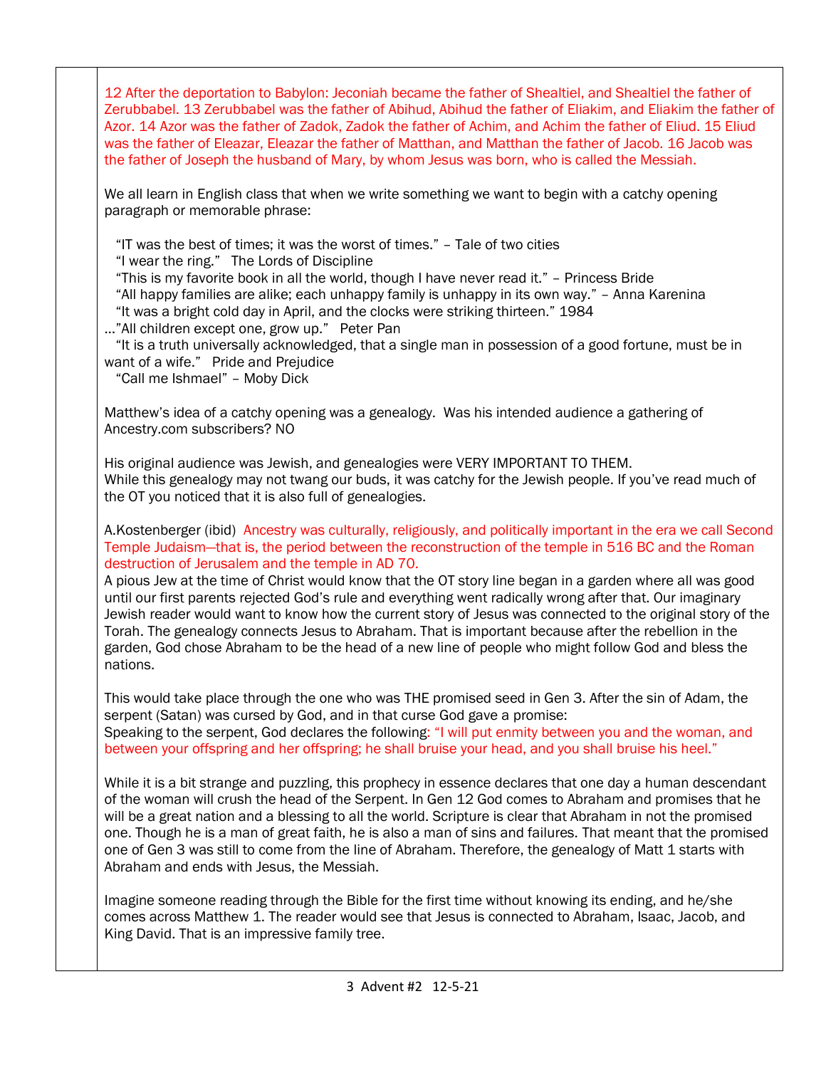12 After the deportation to Babylon: Jeconiah became the father of Shealtiel, and Shealtiel the father of Zerubbabel. 13 Zerubbabel was the father of Abihud, Abihud the father of Eliakim, and Eliakim the father of Azor. 14 Azor was the father of Zadok, Zadok the father of Achim, and Achim the father of Eliud. 15 Eliud was the father of Eleazar, Eleazar the father of Matthan, and Matthan the father of Jacob. 16 Jacob was the father of Joseph the husband of Mary, by whom Jesus was born, who is called the Messiah.

We all learn in English class that when we write something we want to begin with a catchy opening paragraph or memorable phrase:

"IT was the best of times; it was the worst of times." – Tale of two cities
"I wear the ring." The Lords of Discipline
"This is my favorite book in all the world, though I have never read it." – Princess Bride
"All happy families are alike; each unhappy family is unhappy in its own way." – Anna Karenina
"It was a bright cold day in April, and the clocks were striking thirteen." 1984
…"All children except one, grow up." Peter Pan
"It is a truth universally acknowledged, that a single man in possession of a good fortune, must be in want of a wife." Pride and Prejudice
"Call me Ishmael" – Moby Dick

Matthew's idea of a catchy opening was a genealogy. Was his intended audience a gathering of Ancestry.com subscribers? NO

His original audience was Jewish, and genealogies were VERY IMPORTANT TO THEM.
While this genealogy may not twang our buds, it was catchy for the Jewish people. If you've read much of the OT you noticed that it is also full of genealogies.

A.Kostenberger (ibid) Ancestry was culturally, religiously, and politically important in the era we call Second Temple Judaism—that is, the period between the reconstruction of the temple in 516 BC and the Roman destruction of Jerusalem and the temple in AD 70.
A pious Jew at the time of Christ would know that the OT story line began in a garden where all was good until our first parents rejected God's rule and everything went radically wrong after that. Our imaginary Jewish reader would want to know how the current story of Jesus was connected to the original story of the Torah. The genealogy connects Jesus to Abraham. That is important because after the rebellion in the garden, God chose Abraham to be the head of a new line of people who might follow God and bless the nations.

This would take place through the one who was THE promised seed in Gen 3. After the sin of Adam, the serpent (Satan) was cursed by God, and in that curse God gave a promise:
Speaking to the serpent, God declares the following: "I will put enmity between you and the woman, and between your offspring and her offspring; he shall bruise your head, and you shall bruise his heel."

While it is a bit strange and puzzling, this prophecy in essence declares that one day a human descendant of the woman will crush the head of the Serpent. In Gen 12 God comes to Abraham and promises that he will be a great nation and a blessing to all the world. Scripture is clear that Abraham in not the promised one. Though he is a man of great faith, he is also a man of sins and failures. That meant that the promised one of Gen 3 was still to come from the line of Abraham. Therefore, the genealogy of Matt 1 starts with Abraham and ends with Jesus, the Messiah.

Imagine someone reading through the Bible for the first time without knowing its ending, and he/she comes across Matthew 1. The reader would see that Jesus is connected to Abraham, Isaac, Jacob, and King David. That is an impressive family tree.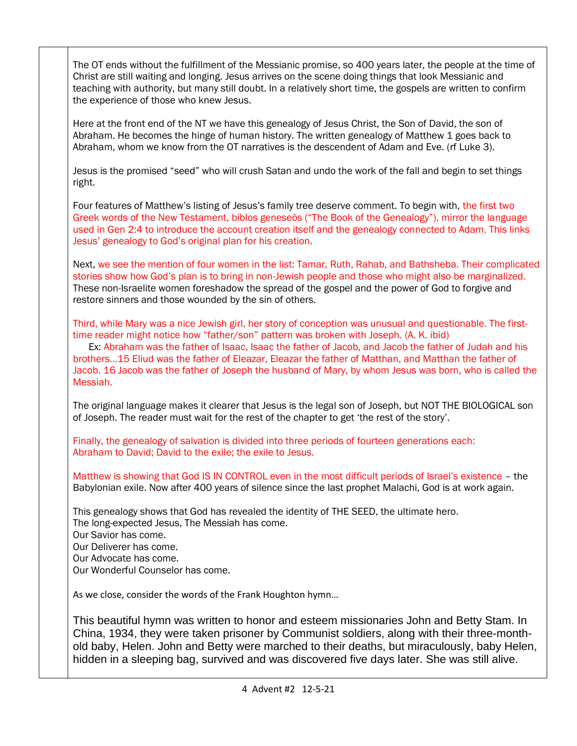The OT ends without the fulfillment of the Messianic promise, so 400 years later, the people at the time of Christ are still waiting and longing. Jesus arrives on the scene doing things that look Messianic and teaching with authority, but many still doubt. In a relatively short time, the gospels are written to confirm the experience of those who knew Jesus.

Here at the front end of the NT we have this genealogy of Jesus Christ, the Son of David, the son of Abraham. He becomes the hinge of human history. The written genealogy of Matthew 1 goes back to Abraham, whom we know from the OT narratives is the descendent of Adam and Eve. (rf Luke 3).

Jesus is the promised "seed" who will crush Satan and undo the work of the fall and begin to set things right.

Four features of Matthew's listing of Jesus's family tree deserve comment. To begin with, the first two Greek words of the New Testament, biblos geneseōs ("The Book of the Genealogy"), mirror the language used in Gen 2:4 to introduce the account creation itself and the genealogy connected to Adam. This links Jesus' genealogy to God's original plan for his creation.

Next, we see the mention of four women in the list: Tamar, Ruth, Rahab, and Bathsheba. Their complicated stories show how God's plan is to bring in non-Jewish people and those who might also be marginalized. These non-Israelite women foreshadow the spread of the gospel and the power of God to forgive and restore sinners and those wounded by the sin of others.

Third, while Mary was a nice Jewish girl, her story of conception was unusual and questionable. The first-time reader might notice how "father/son" pattern was broken with Joseph. (A. K. ibid)

Ex: Abraham was the father of Isaac, Isaac the father of Jacob, and Jacob the father of Judah and his brothers…15 Eliud was the father of Eleazar, Eleazar the father of Matthan, and Matthan the father of Jacob. 16 Jacob was the father of Joseph the husband of Mary, by whom Jesus was born, who is called the Messiah.

The original language makes it clearer that Jesus is the legal son of Joseph, but NOT THE BIOLOGICAL son of Joseph. The reader must wait for the rest of the chapter to get 'the rest of the story'.

Finally, the genealogy of salvation is divided into three periods of fourteen generations each:
Abraham to David; David to the exile; the exile to Jesus.

Matthew is showing that God IS IN CONTROL even in the most difficult periods of Israel's existence – the Babylonian exile. Now after 400 years of silence since the last prophet Malachi, God is at work again.

This genealogy shows that God has revealed the identity of THE SEED, the ultimate hero.
The long-expected Jesus, The Messiah has come.
Our Savior has come.
Our Deliverer has come.
Our Advocate has come.
Our Wonderful Counselor has come.

As we close, consider the words of the Frank Houghton hymn…

This beautiful hymn was written to honor and esteem missionaries John and Betty Stam. In China, 1934, they were taken prisoner by Communist soldiers, along with their three-month-old baby, Helen. John and Betty were marched to their deaths, but miraculously, baby Helen, hidden in a sleeping bag, survived and was discovered five days later. She was still alive.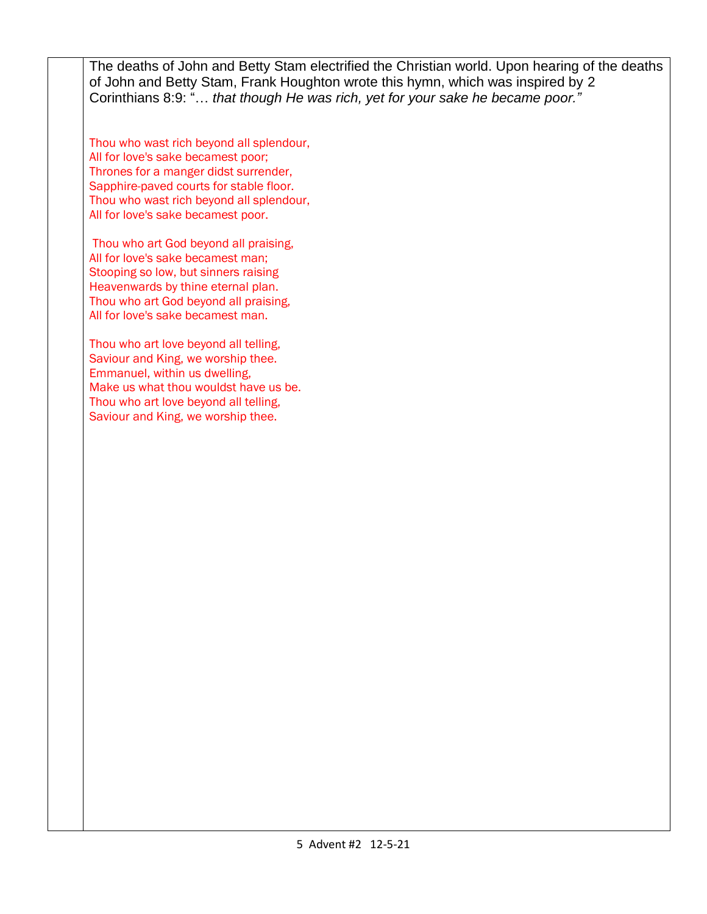The deaths of John and Betty Stam electrified the Christian world. Upon hearing of the deaths of John and Betty Stam, Frank Houghton wrote this hymn, which was inspired by 2 Corinthians 8:9: "… *that though He was rich, yet for your sake he became poor."*

Thou who wast rich beyond all splendour,  
All for love's sake becamest poor;  
Thrones for a manger didst surrender,  
Sapphire-paved courts for stable floor.  
Thou who wast rich beyond all splendour,  
All for love's sake becamest poor.

Thou who art God beyond all praising,  
All for love's sake becamest man;  
Stooping so low, but sinners raising  
Heavenwards by thine eternal plan.  
Thou who art God beyond all praising,  
All for love's sake becamest man.

Thou who art love beyond all telling,  
Saviour and King, we worship thee.  
Emmanuel, within us dwelling,  
Make us what thou wouldst have us be.  
Thou who art love beyond all telling,  
Saviour and King, we worship thee.